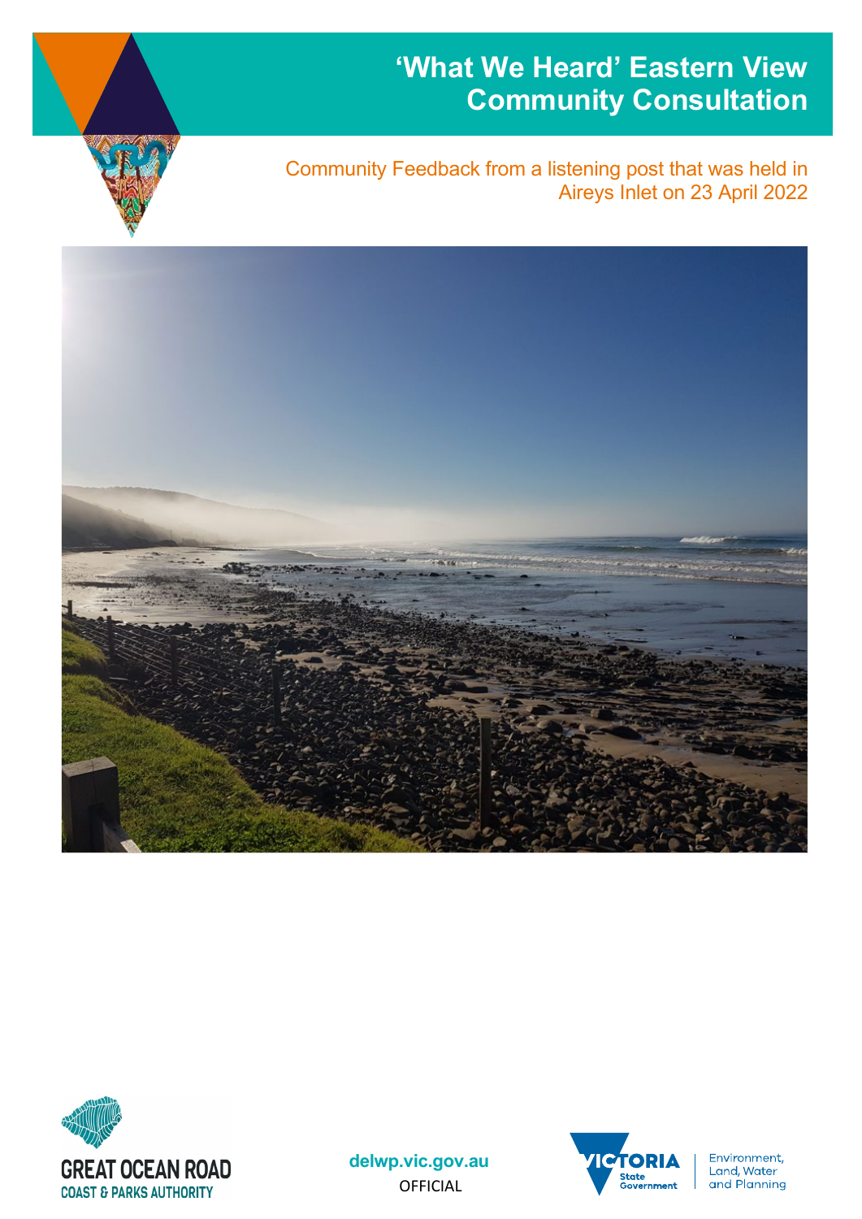# 'What We Heard' Eastern View Community Consultation

Community Feedback from a listening post that was held in Aireys Inlet on 23 April 2022

GREAT OCEAN ROAD COAST & PARKS AUTHORITY

delwp.vic.gov.au

OFFICIAL

VICTORIA State Government | Environment, Land, Water and Planning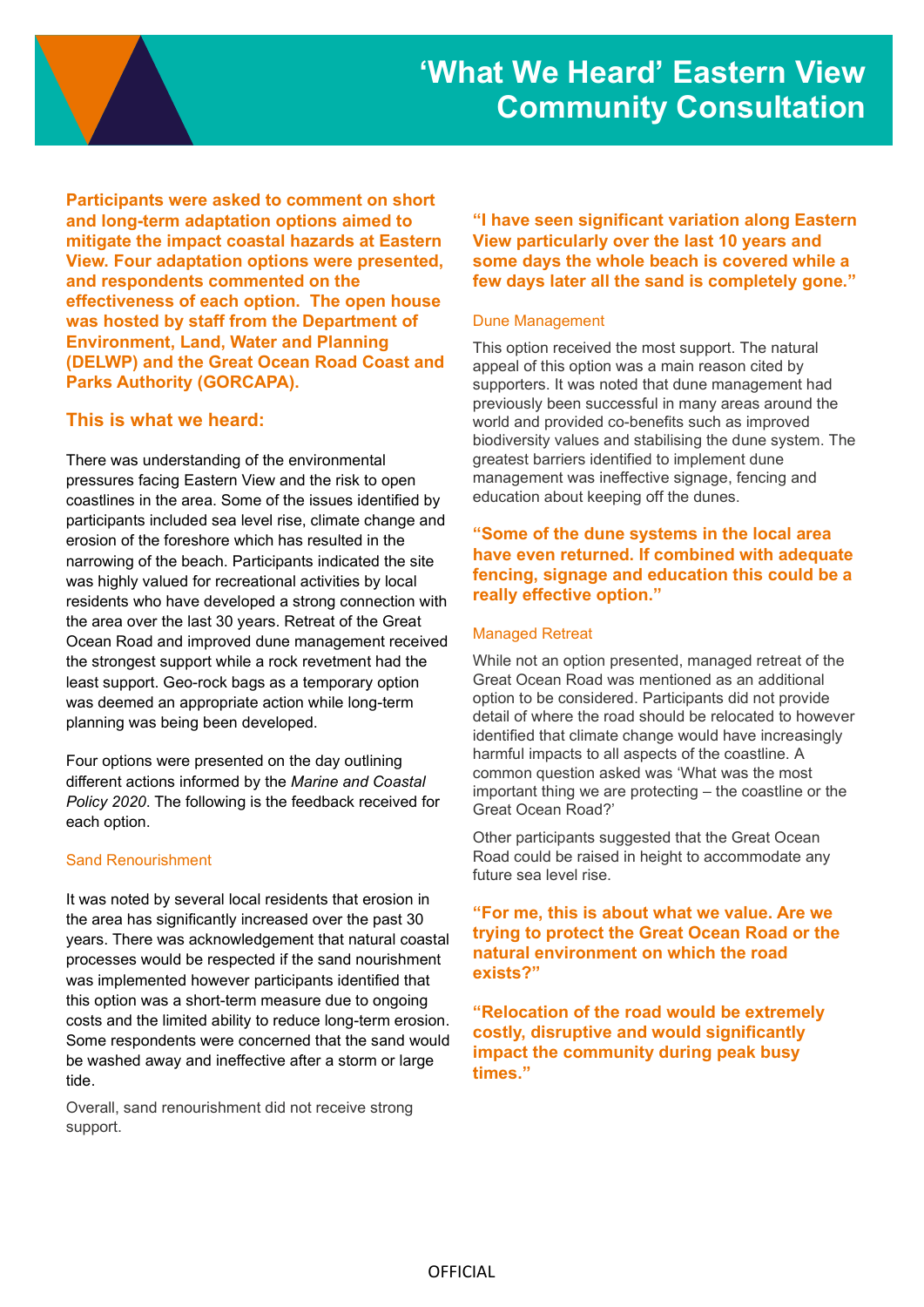# 'What We Heard' Eastern View Community Consultation

**Participants were asked to comment on short and long-term adaptation options aimed to mitigate the impact coastal hazards at Eastern View. Four adaptation options were presented, and respondents commented on the effectiveness of each option. The open house was hosted by staff from the Department of Environment, Land, Water and Planning (DELWP) and the Great Ocean Road Coast and Parks Authority (GORCAPA).**

## This is what we heard:

There was understanding of the environmental pressures facing Eastern View and the risk to open coastlines in the area. Some of the issues identified by participants included sea level rise, climate change and erosion of the foreshore which has resulted in the narrowing of the beach. Participants indicated the site was highly valued for recreational activities by local residents who have developed a strong connection with the area over the last 30 years. Retreat of the Great Ocean Road and improved dune management received the strongest support while a rock revetment had the least support. Geo-rock bags as a temporary option was deemed an appropriate action while long-term planning was being been developed.

Four options were presented on the day outlining different actions informed by the *Marine and Coastal Policy 2020*. The following is the feedback received for each option.

### Sand Renourishment

It was noted by several local residents that erosion in the area has significantly increased over the past 30 years. There was acknowledgement that natural coastal processes would be respected if the sand nourishment was implemented however participants identified that this option was a short-term measure due to ongoing costs and the limited ability to reduce long-term erosion. Some respondents were concerned that the sand would be washed away and ineffective after a storm or large tide.

Overall, sand renourishment did not receive strong support.

**"I have seen significant variation along Eastern View particularly over the last 10 years and some days the whole beach is covered while a few days later all the sand is completely gone."**

### Dune Management

This option received the most support. The natural appeal of this option was a main reason cited by supporters. It was noted that dune management had previously been successful in many areas around the world and provided co-benefits such as improved biodiversity values and stabilising the dune system. The greatest barriers identified to implement dune management was ineffective signage, fencing and education about keeping off the dunes.

**"Some of the dune systems in the local area have even returned. If combined with adequate fencing, signage and education this could be a really effective option."**

### Managed Retreat

While not an option presented, managed retreat of the Great Ocean Road was mentioned as an additional option to be considered. Participants did not provide detail of where the road should be relocated to however identified that climate change would have increasingly harmful impacts to all aspects of the coastline. A common question asked was 'What was the most important thing we are protecting – the coastline or the Great Ocean Road?'

Other participants suggested that the Great Ocean Road could be raised in height to accommodate any future sea level rise.

**"For me, this is about what we value. Are we trying to protect the Great Ocean Road or the natural environment on which the road exists?"**

**"Relocation of the road would be extremely costly, disruptive and would significantly impact the community during peak busy times."**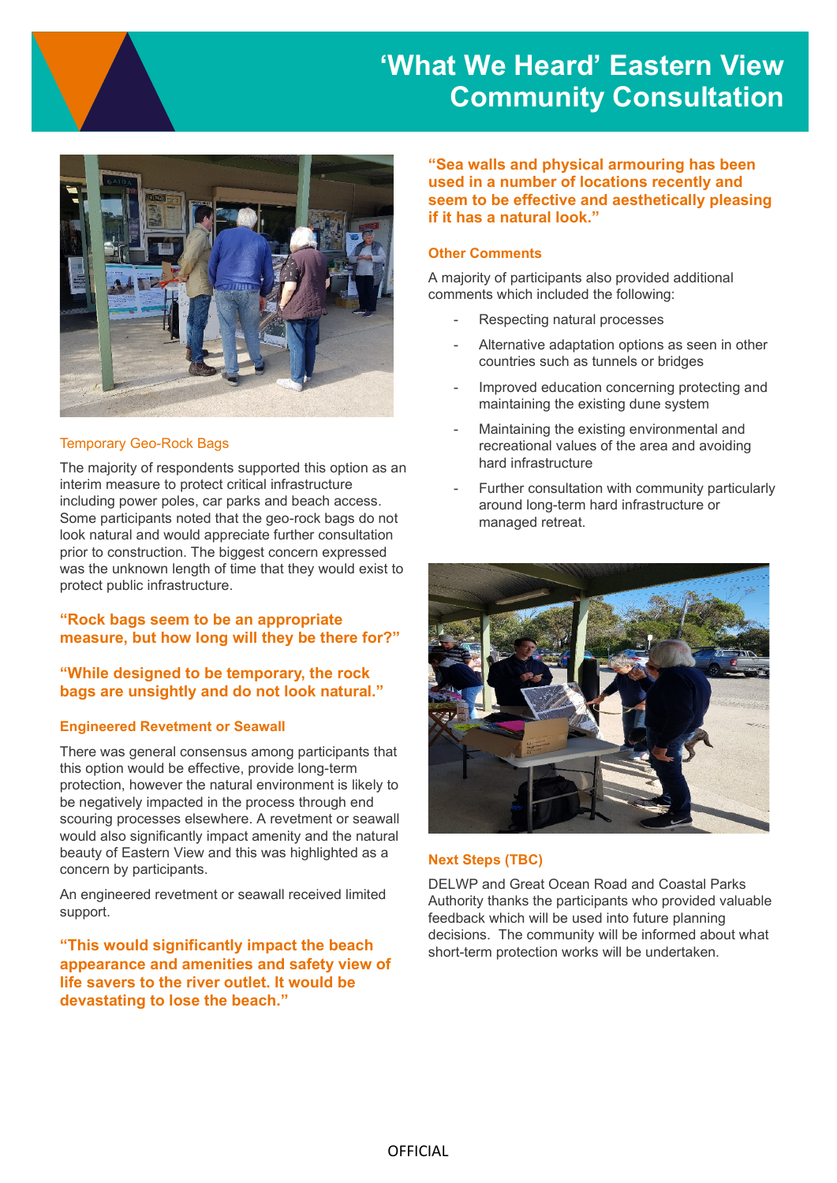# ‘What We Heard’ Eastern View Community Consultation

### Temporary Geo-Rock Bags

The majority of respondents supported this option as an interim measure to protect critical infrastructure including power poles, car parks and beach access. Some participants noted that the geo-rock bags do not look natural and would appreciate further consultation prior to construction. The biggest concern expressed was the unknown length of time that they would exist to protect public infrastructure.

**“Rock bags seem to be an appropriate measure, but how long will they be there for?”**

**“While designed to be temporary, the rock bags are unsightly and do not look natural.”**

### Engineered Revetment or Seawall

There was general consensus among participants that this option would be effective, provide long-term protection, however the natural environment is likely to be negatively impacted in the process through end scouring processes elsewhere. A revetment or seawall would also significantly impact amenity and the natural beauty of Eastern View and this was highlighted as a concern by participants.

An engineered revetment or seawall received limited support.

**“This would significantly impact the beach appearance and amenities and safety view of life savers to the river outlet. It would be devastating to lose the beach.”**

**“Sea walls and physical armouring has been used in a number of locations recently and seem to be effective and aesthetically pleasing if it has a natural look.”**

### Other Comments

A majority of participants also provided additional comments which included the following:

- Respecting natural processes
- Alternative adaptation options as seen in other countries such as tunnels or bridges
- Improved education concerning protecting and maintaining the existing dune system
- Maintaining the existing environmental and recreational values of the area and avoiding hard infrastructure
- Further consultation with community particularly around long-term hard infrastructure or managed retreat.

### Next Steps (TBC)

DELWP and Great Ocean Road and Coastal Parks Authority thanks the participants who provided valuable feedback which will be used into future planning decisions. The community will be informed about what short-term protection works will be undertaken.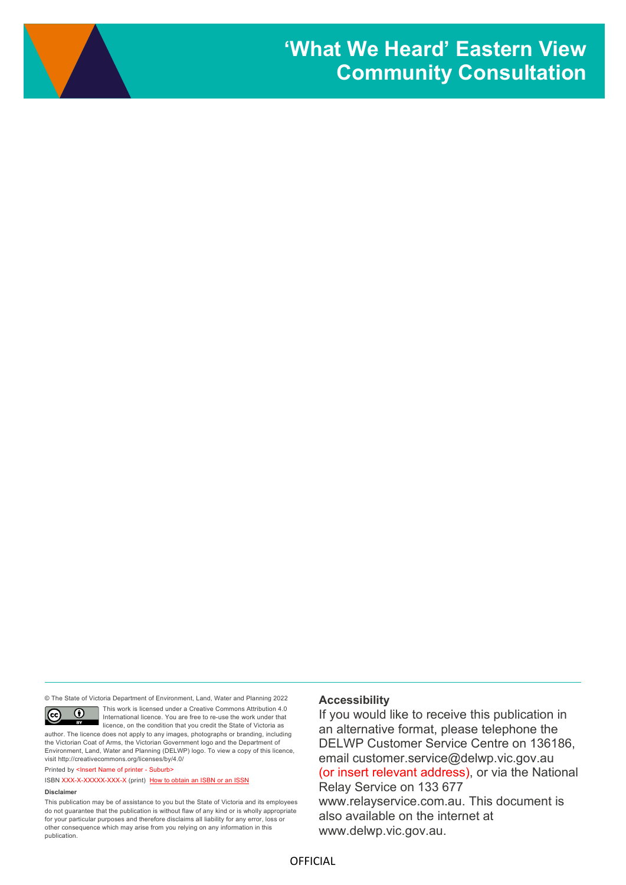# 'What We Heard' Eastern View Community Consultation

© The State of Victoria Department of Environment, Land, Water and Planning 2022

This work is licensed under a Creative Commons Attribution 4.0 International licence. You are free to re-use the work under that licence, on the condition that you credit the State of Victoria as author. The licence does not apply to any images, photographs or branding, including the Victorian Coat of Arms, the Victorian Government logo and the Department of Environment, Land, Water and Planning (DELWP) logo. To view a copy of this licence, visit http://creativecommons.org/licenses/by/4.0/

Printed by <Insert Name of printer - Suburb>

ISBN XXX-X-XXXXX-XXX-X (print) How to obtain an ISBN or an ISSN

**Disclaimer**

This publication may be of assistance to you but the State of Victoria and its employees do not guarantee that the publication is without flaw of any kind or is wholly appropriate for your particular purposes and therefore disclaims all liability for any error, loss or other consequence which may arise from you relying on any information in this publication.

**Accessibility**

If you would like to receive this publication in an alternative format, please telephone the DELWP Customer Service Centre on 136186, email customer.service@delwp.vic.gov.au (or insert relevant address), or via the National Relay Service on 133 677 www.relayservice.com.au. This document is also available on the internet at www.delwp.vic.gov.au.

OFFICIAL